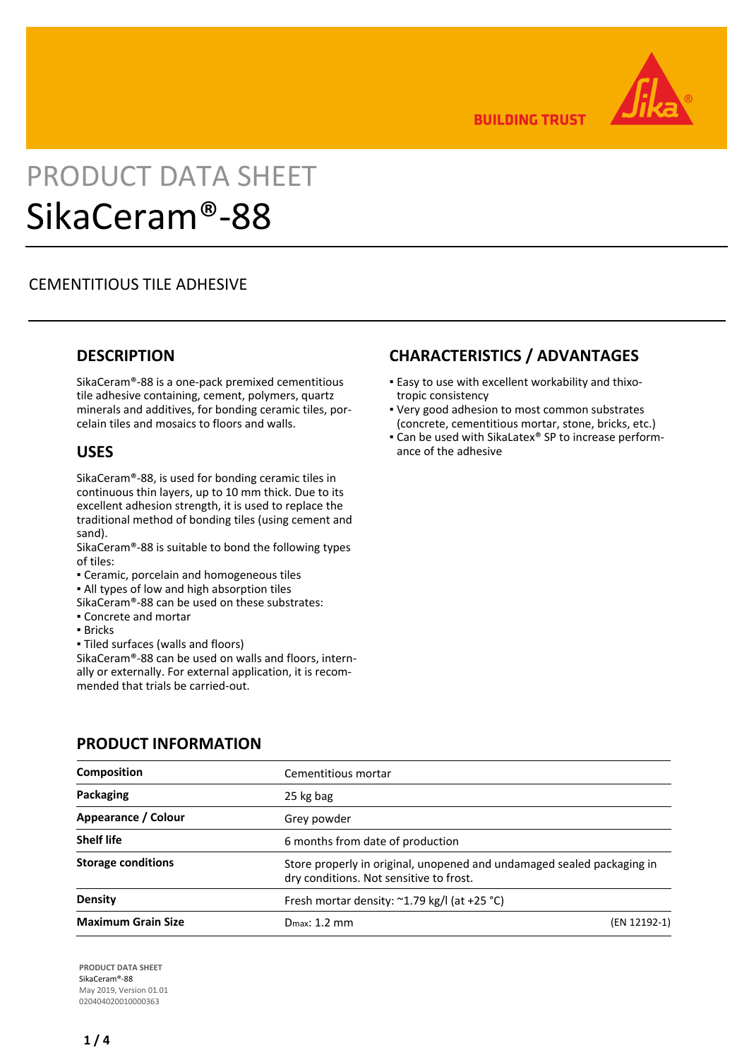BUILDING TRUST

# PRODUCT DATA SHEET
# SikaCeram®-88

CEMENTITIOUS TILE ADHESIVE

## DESCRIPTION

SikaCeram®-88 is a one-pack premixed cementitious tile adhesive containing, cement, polymers, quartz minerals and additives, for bonding ceramic tiles, porcelain tiles and mosaics to floors and walls.

## USES

SikaCeram®-88, is used for bonding ceramic tiles in continuous thin layers, up to 10 mm thick. Due to its excellent adhesion strength, it is used to replace the traditional method of bonding tiles (using cement and sand).

SikaCeram®-88 is suitable to bond the following types of tiles:

- Ceramic, porcelain and homogeneous tiles
- All types of low and high absorption tiles

SikaCeram®-88 can be used on these substrates:

- Concrete and mortar
- Bricks
- Tiled surfaces (walls and floors)

SikaCeram®-88 can be used on walls and floors, internally or externally. For external application, it is recommended that trials be carried-out.

## CHARACTERISTICS / ADVANTAGES

- Easy to use with excellent workability and thixotropic consistency
- Very good adhesion to most common substrates (concrete, cementitious mortar, stone, bricks, etc.)
- Can be used with SikaLatex® SP to increase performance of the adhesive

## PRODUCT INFORMATION

| | | |
|---|---|---|
| **Composition** | Cementitious mortar | |
| **Packaging** | 25 kg bag | |
| **Appearance / Colour** | Grey powder | |
| **Shelf life** | 6 months from date of production | |
| **Storage conditions** | Store properly in original, unopened and undamaged sealed packaging in dry conditions. Not sensitive to frost. | |
| **Density** | Fresh mortar density: ~1.79 kg/l (at +25 °C) | |
| **Maximum Grain Size** | $D_{max}$: 1.2 mm | (EN 12192-1) |

**PRODUCT DATA SHEET**
SikaCeram®-88
May 2019, Version 01.01
020404020010000363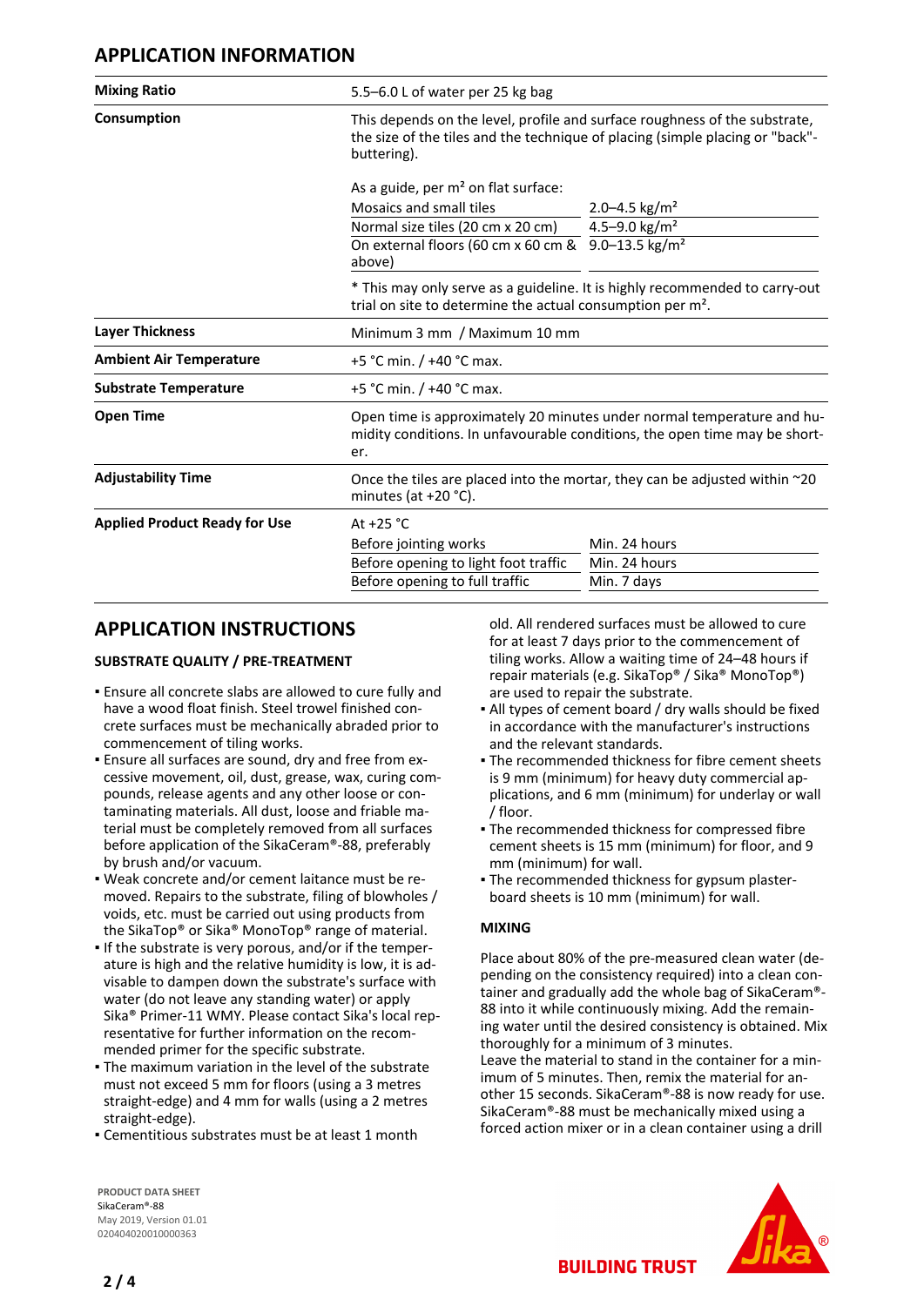## APPLICATION INFORMATION

| | |
|---|---|
| **Mixing Ratio** | 5.5–6.0 L of water per 25 kg bag |
| **Consumption** | This depends on the level, profile and surface roughness of the substrate, the size of the tiles and the technique of placing (simple placing or "back"-buttering).<br><br>As a guide, per m² on flat surface:<br>Mosaics and small tiles: 2.0–4.5 kg/m²<br>Normal size tiles (20 cm x 20 cm): 4.5–9.0 kg/m²<br>On external floors (60 cm x 60 cm & above): 9.0–13.5 kg/m²<br><br>* This may only serve as a guideline. It is highly recommended to carry-out trial on site to determine the actual consumption per m². |
| **Layer Thickness** | Minimum 3 mm / Maximum 10 mm |
| **Ambient Air Temperature** | +5 °C min. / +40 °C max. |
| **Substrate Temperature** | +5 °C min. / +40 °C max. |
| **Open Time** | Open time is approximately 20 minutes under normal temperature and humidity conditions. In unfavourable conditions, the open time may be shorter. |
| **Adjustability Time** | Once the tiles are placed into the mortar, they can be adjusted within ~20 minutes (at +20 °C). |
| **Applied Product Ready for Use** | At +25 °C<br>Before jointing works: Min. 24 hours<br>Before opening to light foot traffic: Min. 24 hours<br>Before opening to full traffic: Min. 7 days |

## APPLICATION INSTRUCTIONS

### SUBSTRATE QUALITY / PRE-TREATMENT

- Ensure all concrete slabs are allowed to cure fully and have a wood float finish. Steel trowel finished concrete surfaces must be mechanically abraded prior to commencement of tiling works.
- Ensure all surfaces are sound, dry and free from excessive movement, oil, dust, grease, wax, curing compounds, release agents and any other loose or contaminating materials. All dust, loose and friable material must be completely removed from all surfaces before application of the SikaCeram®-88, preferably by brush and/or vacuum.
- Weak concrete and/or cement laitance must be removed. Repairs to the substrate, filing of blowholes / voids, etc. must be carried out using products from the SikaTop® or Sika® MonoTop® range of material.
- If the substrate is very porous, and/or if the temperature is high and the relative humidity is low, it is advisable to dampen down the substrate's surface with water (do not leave any standing water) or apply Sika® Primer-11 WMY. Please contact Sika's local representative for further information on the recommended primer for the specific substrate.
- The maximum variation in the level of the substrate must not exceed 5 mm for floors (using a 3 metres straight-edge) and 4 mm for walls (using a 2 metres straight-edge).
- Cementitious substrates must be at least 1 month old. All rendered surfaces must be allowed to cure for at least 7 days prior to the commencement of tiling works. Allow a waiting time of 24–48 hours if repair materials (e.g. SikaTop® / Sika® MonoTop®) are used to repair the substrate.
- All types of cement board / dry walls should be fixed in accordance with the manufacturer's instructions and the relevant standards.
- The recommended thickness for fibre cement sheets is 9 mm (minimum) for heavy duty commercial applications, and 6 mm (minimum) for underlay or wall / floor.
- The recommended thickness for compressed fibre cement sheets is 15 mm (minimum) for floor, and 9 mm (minimum) for wall.
- The recommended thickness for gypsum plasterboard sheets is 10 mm (minimum) for wall.

### MIXING

Place about 80% of the pre-measured clean water (depending on the consistency required) into a clean container and gradually add the whole bag of SikaCeram®-88 into it while continuously mixing. Add the remaining water until the desired consistency is obtained. Mix thoroughly for a minimum of 3 minutes.
Leave the material to stand in the container for a minimum of 5 minutes. Then, remix the material for another 15 seconds. SikaCeram®-88 is now ready for use. SikaCeram®-88 must be mechanically mixed using a forced action mixer or in a clean container using a drill

PRODUCT DATA SHEET
SikaCeram®-88
May 2019, Version 01.01
020404020010000363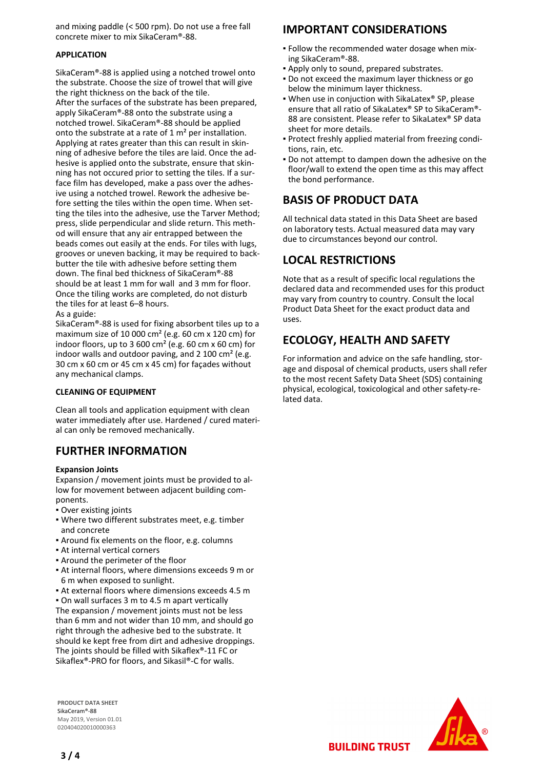and mixing paddle (< 500 rpm). Do not use a free fall concrete mixer to mix SikaCeram®-88.

### APPLICATION

SikaCeram®-88 is applied using a notched trowel onto the substrate. Choose the size of trowel that will give the right thickness on the back of the tile.
After the surfaces of the substrate has been prepared, apply SikaCeram®-88 onto the substrate using a notched trowel. SikaCeram®-88 should be applied onto the substrate at a rate of 1 m² per installation. Applying at rates greater than this can result in skinning of adhesive before the tiles are laid. Once the adhesive is applied onto the substrate, ensure that skinning has not occured prior to setting the tiles. If a surface film has developed, make a pass over the adhesive using a notched trowel. Rework the adhesive before setting the tiles within the open time. When setting the tiles into the adhesive, use the Tarver Method; press, slide perpendicular and slide return. This method will ensure that any air entrapped between the beads comes out easily at the ends. For tiles with lugs, grooves or uneven backing, it may be required to backbutter the tile with adhesive before setting them down. The final bed thickness of SikaCeram®-88 should be at least 1 mm for wall and 3 mm for floor. Once the tiling works are completed, do not disturb the tiles for at least 6–8 hours.
As a guide:
SikaCeram®-88 is used for fixing absorbent tiles up to a maximum size of 10 000 cm² (e.g. 60 cm x 120 cm) for indoor floors, up to 3 600 cm² (e.g. 60 cm x 60 cm) for indoor walls and outdoor paving, and 2 100 cm² (e.g. 30 cm x 60 cm or 45 cm x 45 cm) for façades without any mechanical clamps.

### CLEANING OF EQUIPMENT

Clean all tools and application equipment with clean water immediately after use. Hardened / cured material can only be removed mechanically.

## FURTHER INFORMATION

**Expansion Joints**
Expansion / movement joints must be provided to allow for movement between adjacent building components.

- Over existing joints
- Where two different substrates meet, e.g. timber and concrete
- Around fix elements on the floor, e.g. columns
- At internal vertical corners
- Around the perimeter of the floor
- At internal floors, where dimensions exceeds 9 m or 6 m when exposed to sunlight.
- At external floors where dimensions exceeds 4.5 m
- On wall surfaces 3 m to 4.5 m apart vertically

The expansion / movement joints must not be less than 6 mm and not wider than 10 mm, and should go right through the adhesive bed to the substrate. It should ke kept free from dirt and adhesive droppings. The joints should be filled with Sikaflex®-11 FC or Sikaflex®-PRO for floors, and Sikasil®-C for walls.

## IMPORTANT CONSIDERATIONS

- Follow the recommended water dosage when mixing SikaCeram®-88.
- Apply only to sound, prepared substrates.
- Do not exceed the maximum layer thickness or go below the minimum layer thickness.
- When use in conjuction with SikaLatex® SP, please ensure that all ratio of SikaLatex® SP to SikaCeram®-88 are consistent. Please refer to SikaLatex® SP data sheet for more details.
- Protect freshly applied material from freezing conditions, rain, etc.
- Do not attempt to dampen down the adhesive on the floor/wall to extend the open time as this may affect the bond performance.

## BASIS OF PRODUCT DATA

All technical data stated in this Data Sheet are based on laboratory tests. Actual measured data may vary due to circumstances beyond our control.

## LOCAL RESTRICTIONS

Note that as a result of specific local regulations the declared data and recommended uses for this product may vary from country to country. Consult the local Product Data Sheet for the exact product data and uses.

## ECOLOGY, HEALTH AND SAFETY

For information and advice on the safe handling, storage and disposal of chemical products, users shall refer to the most recent Safety Data Sheet (SDS) containing physical, ecological, toxicological and other safety-related data.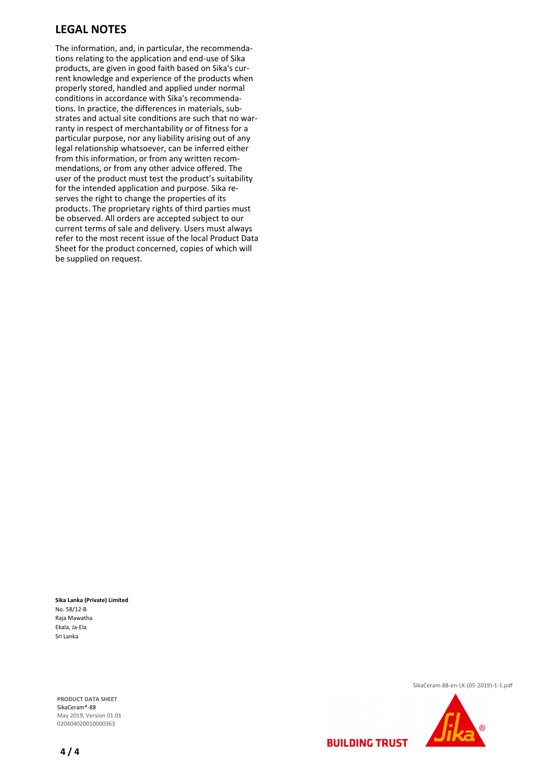## LEGAL NOTES

The information, and, in particular, the recommendations relating to the application and end-use of Sika products, are given in good faith based on Sika's current knowledge and experience of the products when properly stored, handled and applied under normal conditions in accordance with Sika's recommendations. In practice, the differences in materials, substrates and actual site conditions are such that no warranty in respect of merchantability or of fitness for a particular purpose, nor any liability arising out of any legal relationship whatsoever, can be inferred either from this information, or from any written recommendations, or from any other advice offered. The user of the product must test the product's suitability for the intended application and purpose. Sika reserves the right to change the properties of its products. The proprietary rights of third parties must be observed. All orders are accepted subject to our current terms of sale and delivery. Users must always refer to the most recent issue of the local Product Data Sheet for the product concerned, copies of which will be supplied on request.

**Sika Lanka (Private) Limited**
No. 58/12-B
Raja Mawatha
Ekala, Ja-Ela
Sri Lanka

SikaCeram-88-en-LK-(05-2019)-1-1.pdf

**PRODUCT DATA SHEET**
SikaCeram®-88
May 2019, Version 01.01
020404020010000363

**BUILDING TRUST**